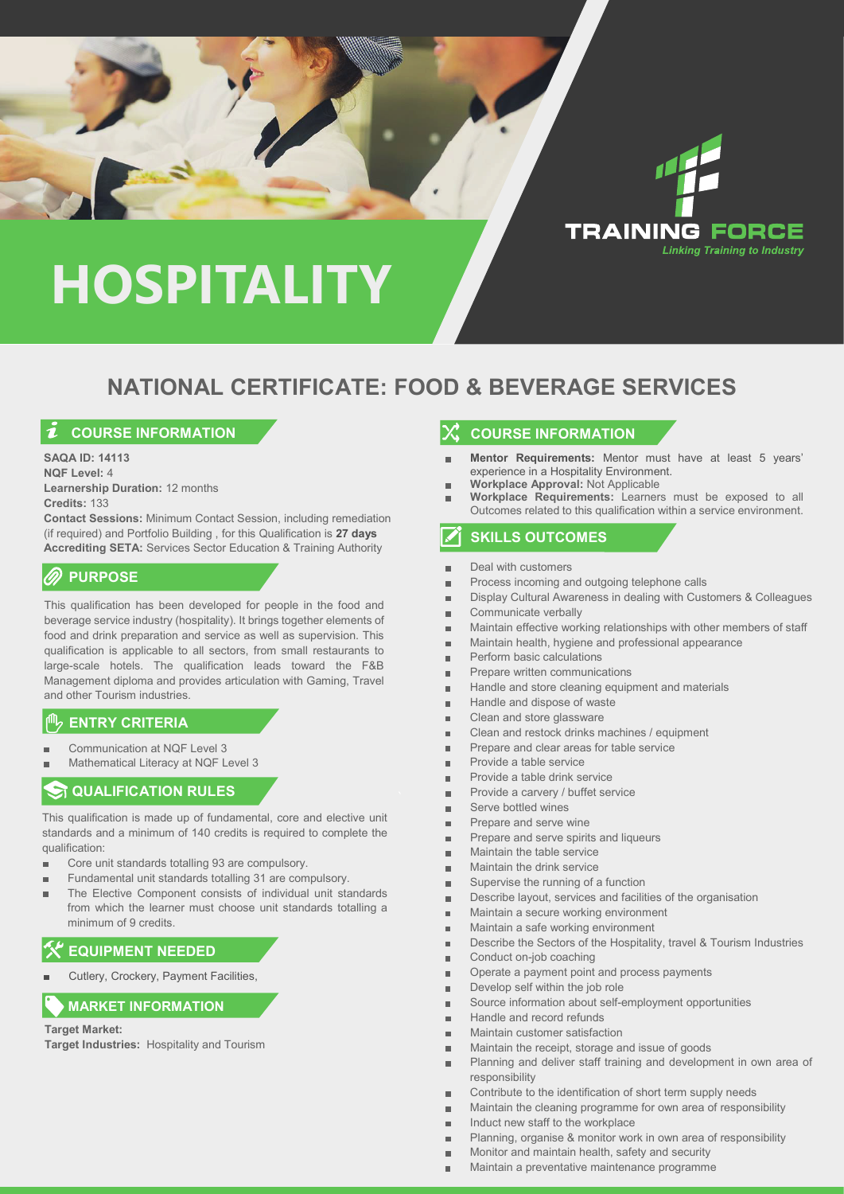# HOSPITALITY

TRAINING FORCE
*Linking Training to Industry*

## NATIONAL CERTIFICATE: FOOD & BEVERAGE SERVICES

### COURSE INFORMATION

**SAQA ID: 14113**
**NQF Level:** 4
**Learnership Duration:** 12 months
**Credits:** 133
**Contact Sessions:** Minimum Contact Session, including remediation (if required) and Portfolio Building , for this Qualification is **27 days**
**Accrediting SETA:** Services Sector Education & Training Authority

### PURPOSE

This qualification has been developed for people in the food and beverage service industry (hospitality). It brings together elements of food and drink preparation and service as well as supervision. This qualification is applicable to all sectors, from small restaurants to large-scale hotels. The qualification leads toward the F&B Management diploma and provides articulation with Gaming, Travel and other Tourism industries.

### ENTRY CRITERIA

- Communication at NQF Level 3
- Mathematical Literacy at NQF Level 3

### QUALIFICATION RULES

This qualification is made up of fundamental, core and elective unit standards and a minimum of 140 credits is required to complete the qualification:

- Core unit standards totalling 93 are compulsory.
- Fundamental unit standards totalling 31 are compulsory.
- The Elective Component consists of individual unit standards from which the learner must choose unit standards totalling a minimum of 9 credits.

### EQUIPMENT NEEDED

- Cutlery, Crockery, Payment Facilities,

### MARKET INFORMATION

**Target Market:**
**Target Industries:** Hospitality and Tourism

### COURSE INFORMATION

- **Mentor Requirements:** Mentor must have at least 5 years' experience in a Hospitality Environment.
- **Workplace Approval:** Not Applicable
- **Workplace Requirements:** Learners must be exposed to all Outcomes related to this qualification within a service environment.

### SKILLS OUTCOMES

- Deal with customers
- Process incoming and outgoing telephone calls
- Display Cultural Awareness in dealing with Customers & Colleagues
- Communicate verbally
- Maintain effective working relationships with other members of staff
- Maintain health, hygiene and professional appearance
- Perform basic calculations
- Prepare written communications
- Handle and store cleaning equipment and materials
- Handle and dispose of waste
- Clean and store glassware
- Clean and restock drinks machines / equipment
- Prepare and clear areas for table service
- Provide a table service
- Provide a table drink service
- Provide a carvery / buffet service
- Serve bottled wines
- Prepare and serve wine
- Prepare and serve spirits and liqueurs
- Maintain the table service
- Maintain the drink service
- Supervise the running of a function
- Describe layout, services and facilities of the organisation
- Maintain a secure working environment
- Maintain a safe working environment
- Describe the Sectors of the Hospitality, travel & Tourism Industries
- Conduct on-job coaching
- Operate a payment point and process payments
- Develop self within the job role
- Source information about self-employment opportunities
- Handle and record refunds
- Maintain customer satisfaction
- Maintain the receipt, storage and issue of goods
- Planning and deliver staff training and development in own area of responsibility
- Contribute to the identification of short term supply needs
- Maintain the cleaning programme for own area of responsibility
- Induct new staff to the workplace
- Planning, organise & monitor work in own area of responsibility
- Monitor and maintain health, safety and security
- Maintain a preventative maintenance programme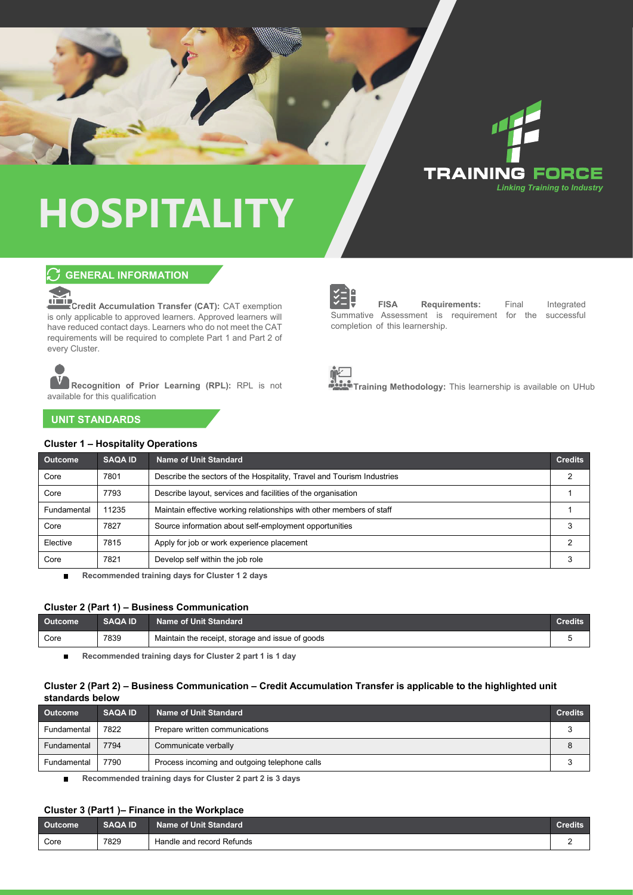# HOSPITALITY

TRAINING FORCE
*Linking Training to Industry*

## GENERAL INFORMATION

**Credit Accumulation Transfer (CAT):** CAT exemption is only applicable to approved learners. Approved learners will have reduced contact days. Learners who do not meet the CAT requirements will be required to complete Part 1 and Part 2 of every Cluster.

**Recognition of Prior Learning (RPL):** RPL is not available for this qualification

**FISA Requirements:** Final Integrated Summative Assessment is requirement for the successful completion of this learnership.

**Training Methodology:** This learnership is available on UHub

## UNIT STANDARDS

### Cluster 1 – Hospitality Operations

| Outcome | SAQA ID | Name of Unit Standard | Credits |
|---|---|---|---|
| Core | 7801 | Describe the sectors of the Hospitality, Travel and Tourism Industries | 2 |
| Core | 7793 | Describe layout, services and facilities of the organisation | 1 |
| Fundamental | 11235 | Maintain effective working relationships with other members of staff | 1 |
| Core | 7827 | Source information about self-employment opportunities | 3 |
| Elective | 7815 | Apply for job or work experience placement | 2 |
| Core | 7821 | Develop self within the job role | 3 |

- **Recommended training days for Cluster 1 2 days**

### Cluster 2 (Part 1) – Business Communication

| Outcome | SAQA ID | Name of Unit Standard | Credits |
|---|---|---|---|
| Core | 7839 | Maintain the receipt, storage and issue of goods | 5 |

- **Recommended training days for Cluster 2 part 1 is 1 day**

### Cluster 2 (Part 2) – Business Communication – Credit Accumulation Transfer is applicable to the highlighted unit standards below

| Outcome | SAQA ID | Name of Unit Standard | Credits |
|---|---|---|---|
| Fundamental | 7822 | Prepare written communications | 3 |
| Fundamental | 7794 | Communicate verbally | 8 |
| Fundamental | 7790 | Process incoming and outgoing telephone calls | 3 |

- **Recommended training days for Cluster 2 part 2 is 3 days**

### Cluster 3 (Part1 )– Finance in the Workplace

| Outcome | SAQA ID | Name of Unit Standard | Credits |
|---|---|---|---|
| Core | 7829 | Handle and record Refunds | 2 |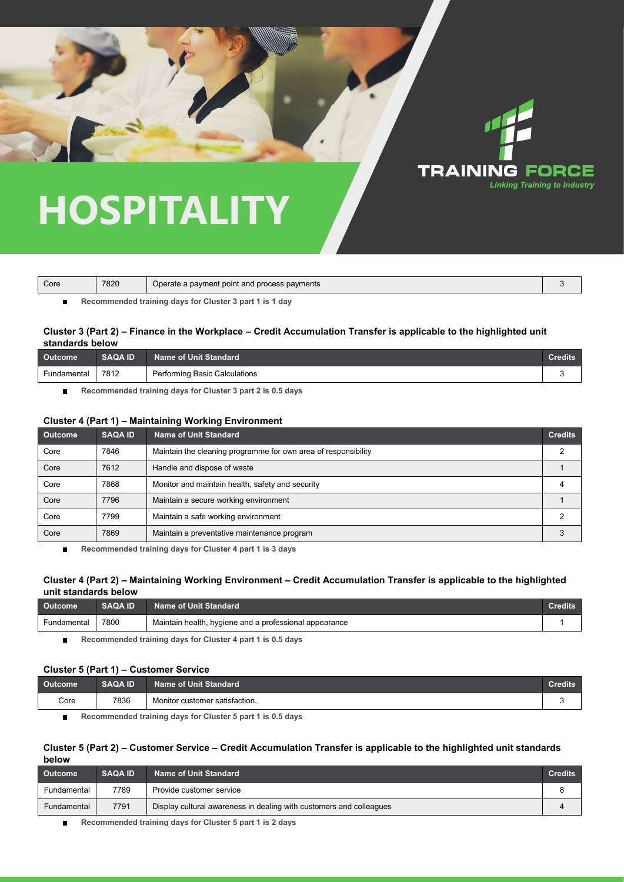# HOSPITALITY

TRAINING FORCE
*Linking Training to Industry*

| Core | 7820 | Operate a payment point and process payments | 3 |
|---|---|---|---|

- **Recommended training days for Cluster 3 part 1 is 1 day**

### Cluster 3 (Part 2) – Finance in the Workplace – Credit Accumulation Transfer is applicable to the highlighted unit standards below

| Outcome | SAQA ID | Name of Unit Standard | Credits |
|---|---|---|---|
| Fundamental | 7812 | Performing Basic Calculations | 3 |

- **Recommended training days for Cluster 3 part 2 is 0.5 days**

### Cluster 4 (Part 1) – Maintaining Working Environment

| Outcome | SAQA ID | Name of Unit Standard | Credits |
|---|---|---|---|
| Core | 7846 | Maintain the cleaning programme for own area of responsibility | 2 |
| Core | 7612 | Handle and dispose of waste | 1 |
| Core | 7868 | Monitor and maintain health, safety and security | 4 |
| Core | 7796 | Maintain a secure working environment | 1 |
| Core | 7799 | Maintain a safe working environment | 2 |
| Core | 7869 | Maintain a preventative maintenance program | 3 |

- **Recommended training days for Cluster 4 part 1 is 3 days**

### Cluster 4 (Part 2) – Maintaining Working Environment – Credit Accumulation Transfer is applicable to the highlighted unit standards below

| Outcome | SAQA ID | Name of Unit Standard | Credits |
|---|---|---|---|
| Fundamental | 7800 | Maintain health, hygiene and a professional appearance | 1 |

- **Recommended training days for Cluster 4 part 1 is 0.5 days**

### Cluster 5 (Part 1) – Customer Service

| Outcome | SAQA ID | Name of Unit Standard | Credits |
|---|---|---|---|
| Core | 7836 | Monitor customer satisfaction. | 3 |

- **Recommended training days for Cluster 5 part 1 is 0.5 days**

### Cluster 5 (Part 2) – Customer Service – Credit Accumulation Transfer is applicable to the highlighted unit standards below

| Outcome | SAQA ID | Name of Unit Standard | Credits |
|---|---|---|---|
| Fundamental | 7789 | Provide customer service | 8 |
| Fundamental | 7791 | Display cultural awareness in dealing with customers and colleagues | 4 |

- **Recommended training days for Cluster 5 part 1 is 2 days**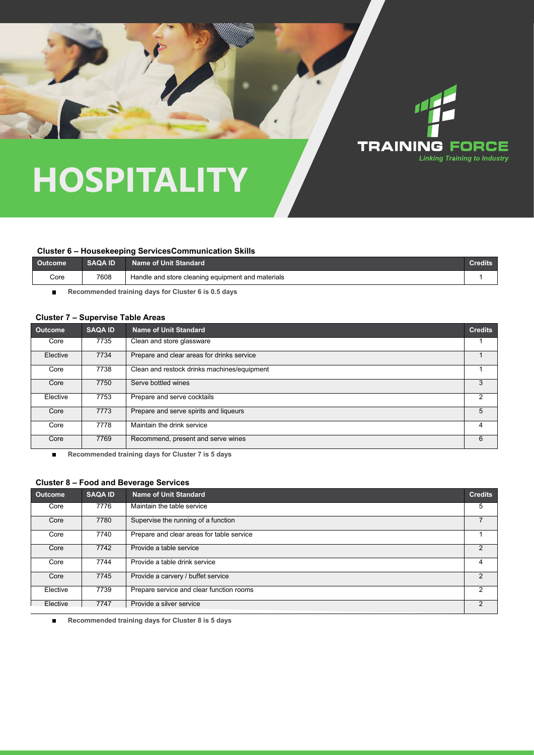# HOSPITALITY

TRAINING FORCE

*Linking Training to Industry*

### Cluster 6 – Housekeeping ServicesCommunication Skills

| Outcome | SAQA ID | Name of Unit Standard | Credits |
|---|---|---|---|
| Core | 7608 | Handle and store cleaning equipment and materials | 1 |

- **Recommended training days for Cluster 6 is 0.5 days**

### Cluster 7 – Supervise Table Areas

| Outcome | SAQA ID | Name of Unit Standard | Credits |
|---|---|---|---|
| Core | 7735 | Clean and store glassware | 1 |
| Elective | 7734 | Prepare and clear areas for drinks service | 1 |
| Core | 7738 | Clean and restock drinks machines/equipment | 1 |
| Core | 7750 | Serve bottled wines | 3 |
| Elective | 7753 | Prepare and serve cocktails | 2 |
| Core | 7773 | Prepare and serve spirits and liqueurs | 5 |
| Core | 7778 | Maintain the drink service | 4 |
| Core | 7769 | Recommend, present and serve wines | 6 |

- **Recommended training days for Cluster 7 is 5 days**

### Cluster 8 – Food and Beverage Services

| Outcome | SAQA ID | Name of Unit Standard | Credits |
|---|---|---|---|
| Core | 7776 | Maintain the table service | 5 |
| Core | 7780 | Supervise the running of a function | 7 |
| Core | 7740 | Prepare and clear areas for table service | 1 |
| Core | 7742 | Provide a table service | 2 |
| Core | 7744 | Provide a table drink service | 4 |
| Core | 7745 | Provide a carvery / buffet service | 2 |
| Elective | 7739 | Prepare service and clear function rooms | 2 |
| Elective | 7747 | Provide a silver service | 2 |

- **Recommended training days for Cluster 8 is 5 days**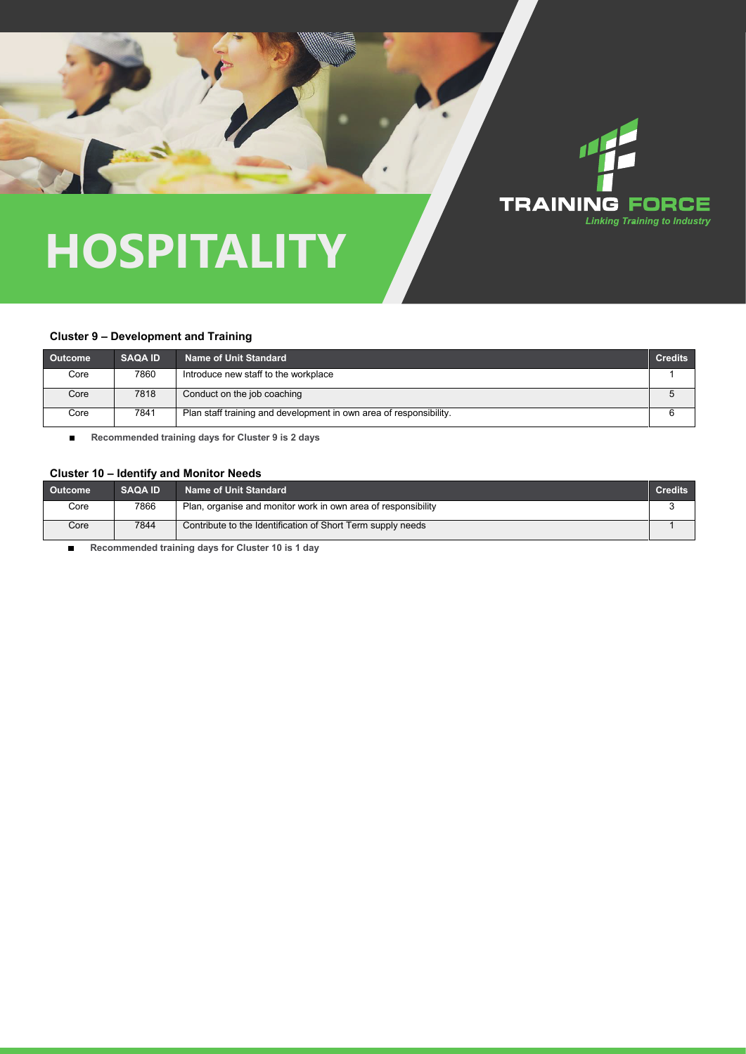# HOSPITALITY

TRAINING FORCE
*Linking Training to Industry*

### Cluster 9 – Development and Training

| Outcome | SAQA ID | Name of Unit Standard | Credits |
|---|---|---|---|
| Core | 7860 | Introduce new staff to the workplace | 1 |
| Core | 7818 | Conduct on the job coaching | 5 |
| Core | 7841 | Plan staff training and development in own area of responsibility. | 6 |

- **Recommended training days for Cluster 9 is 2 days**

### Cluster 10 – Identify and Monitor Needs

| Outcome | SAQA ID | Name of Unit Standard | Credits |
|---|---|---|---|
| Core | 7866 | Plan, organise and monitor work in own area of responsibility | 3 |
| Core | 7844 | Contribute to the Identification of Short Term supply needs | 1 |

- **Recommended training days for Cluster 10 is 1 day**